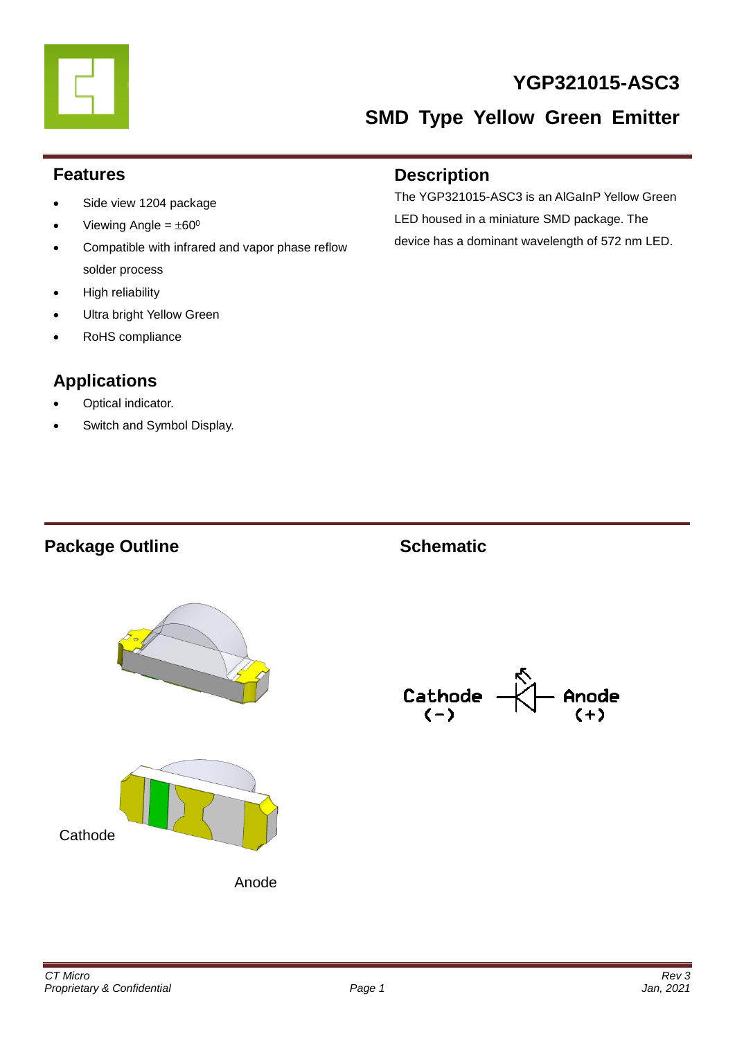# YGP321015-ASC3

## SMD Type Yellow Green Emitter

## Features

- Side view 1204 package
- Viewing Angle = $\pm 60^0$
- Compatible with infrared and vapor phase reflow solder process
- High reliability
- Ultra bright Yellow Green
- RoHS compliance

## Description

The YGP321015-ASC3 is an AlGaInP Yellow Green LED housed in a miniature SMD package. The device has a dominant wavelength of 572 nm LED.

## Applications

- Optical indicator.
- Switch and Symbol Display.

## Package Outline

Cathode

Anode

## Schematic

Cathode (−) Anode (+)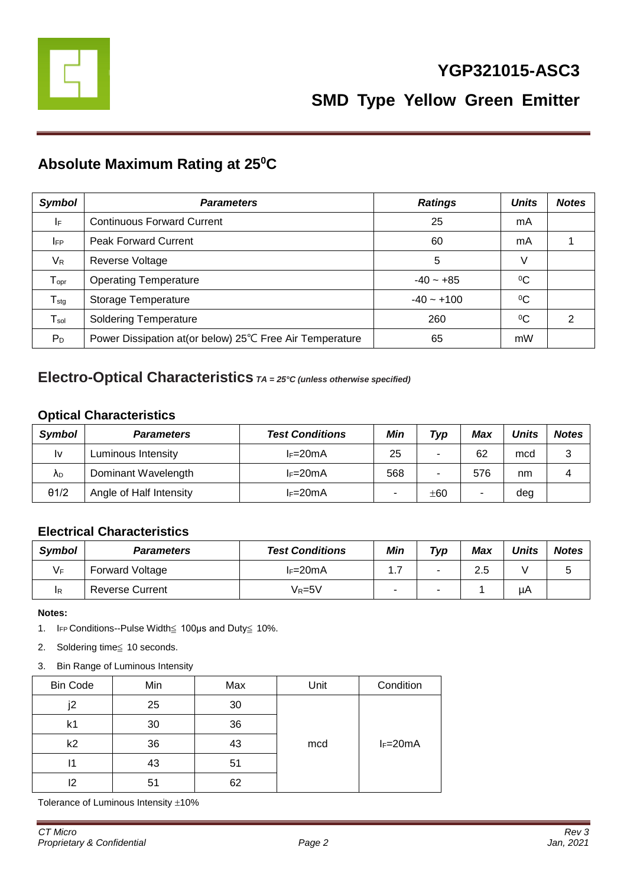# YGP321015-ASC3

## SMD Type Yellow Green Emitter

## Absolute Maximum Rating at 25$^0$C

| *Symbol* | *Parameters* | *Ratings* | *Units* | *Notes* |
|---|---|---|---|---|
| $I_F$ | Continuous Forward Current | 25 | mA | |
| $I_{FP}$ | Peak Forward Current | 60 | mA | 1 |
| $V_R$ | Reverse Voltage | 5 | V | |
| $T_{opr}$ | Operating Temperature | -40 ~ +85 | $^0$C | |
| $T_{stg}$ | Storage Temperature | -40 ~ +100 | $^0$C | |
| $T_{sol}$ | Soldering Temperature | 260 | $^0$C | 2 |
| $P_D$ | Power Dissipation at(or below) 25℃ Free Air Temperature | 65 | mW | |

## Electro-Optical Characteristics *TA = 25°C (unless otherwise specified)*

### Optical Characteristics

| *Symbol* | *Parameters* | *Test Conditions* | *Min* | *Typ* | *Max* | *Units* | *Notes* |
|---|---|---|---|---|---|---|---|
| Iv | Luminous Intensity | $I_F$=20mA | 25 | - | 62 | mcd | 3 |
| $\lambda_D$ | Dominant Wavelength | $I_F$=20mA | 568 | - | 576 | nm | 4 |
| θ1/2 | Angle of Half Intensity | $I_F$=20mA | - | ±60 | - | deg | |

### Electrical Characteristics

| *Symbol* | *Parameters* | *Test Conditions* | *Min* | *Typ* | *Max* | *Units* | *Notes* |
|---|---|---|---|---|---|---|---|
| $V_F$ | Forward Voltage | $I_F$=20mA | 1.7 | - | 2.5 | V | 5 |
| $I_R$ | Reverse Current | $V_R$=5V | - | - | 1 | µA | |

**Notes:**

1. $I_{FP}$ Conditions--Pulse Width≦ 100µs and Duty≦ 10%.
2. Soldering time≦ 10 seconds.
3. Bin Range of Luminous Intensity

| Bin Code | Min | Max | Unit | Condition |
|---|---|---|---|---|
| j2 | 25 | 30 | mcd | $I_F$=20mA |
| k1 | 30 | 36 | | |
| k2 | 36 | 43 | | |
| l1 | 43 | 51 | | |
| l2 | 51 | 62 | | |

Tolerance of Luminous Intensity ±10%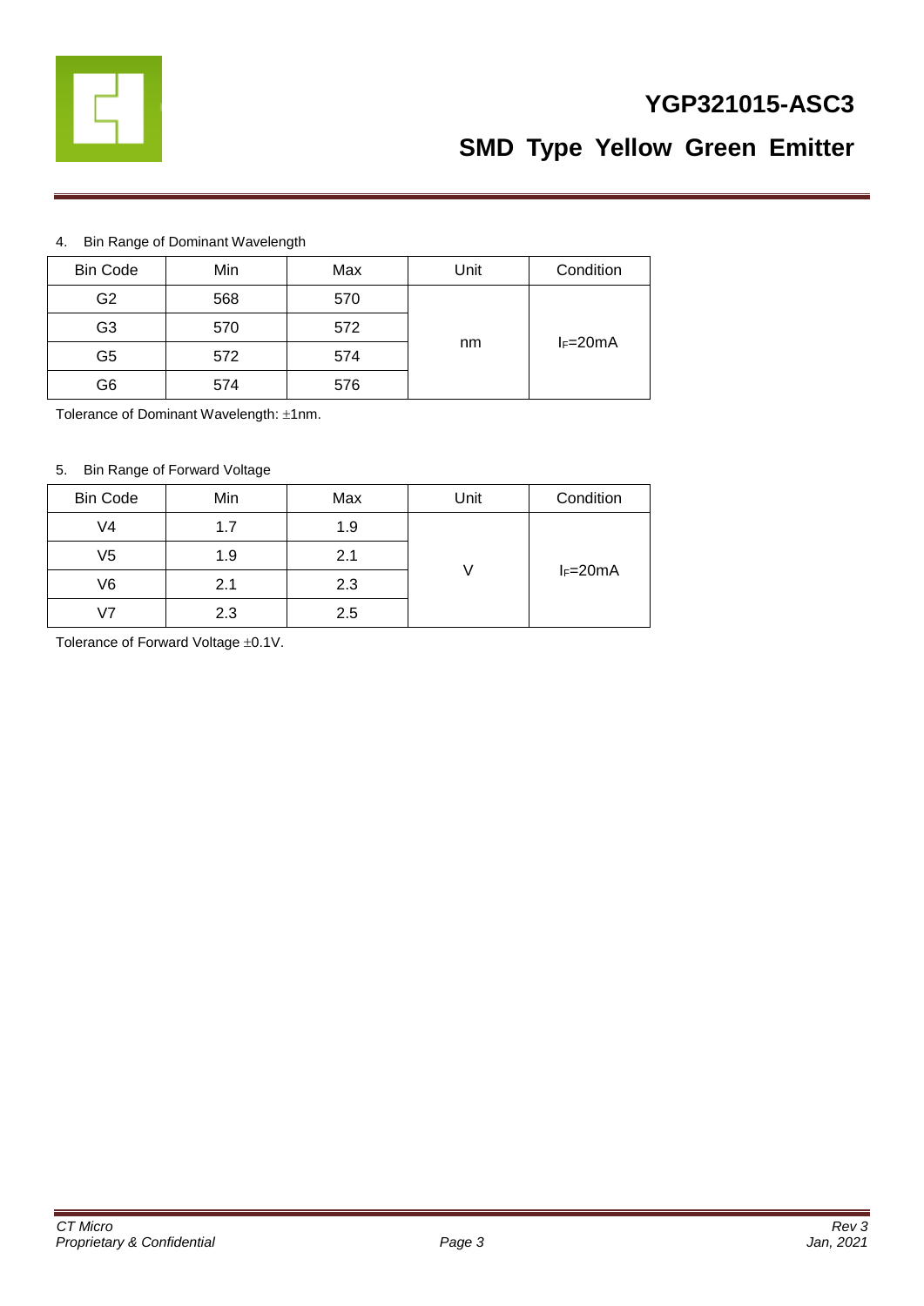4. Bin Range of Dominant Wavelength

| Bin Code | Min | Max | Unit | Condition |
|---|---|---|---|---|
| G2 | 568 | 570 | nm | $I_F$=20mA |
| G3 | 570 | 572 | | |
| G5 | 572 | 574 | | |
| G6 | 574 | 576 | | |

Tolerance of Dominant Wavelength: ±1nm.

5. Bin Range of Forward Voltage

| Bin Code | Min | Max | Unit | Condition |
|---|---|---|---|---|
| V4 | 1.7 | 1.9 | V | $I_F$=20mA |
| V5 | 1.9 | 2.1 | | |
| V6 | 2.1 | 2.3 | | |
| V7 | 2.3 | 2.5 | | |

Tolerance of Forward Voltage ±0.1V.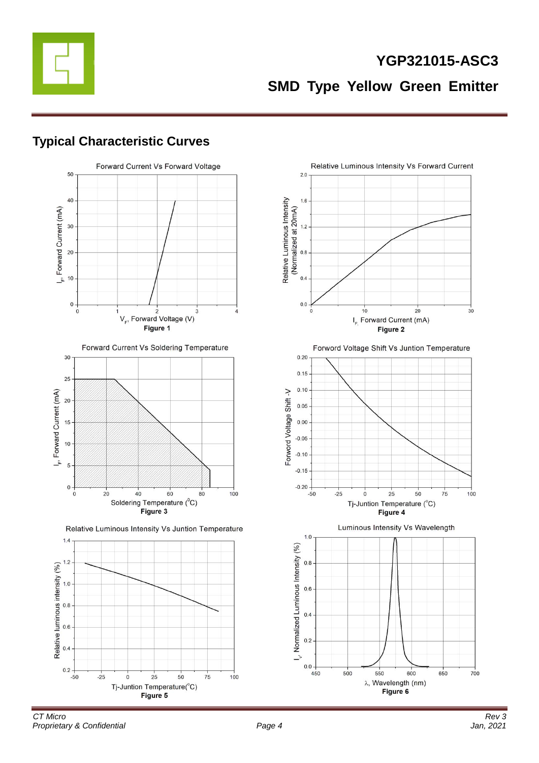## Typical Characteristic Curves

Forward Current Vs Forward Voltage

Figure 1

Relative Luminous Intensity Vs Forward Current

Figure 2

Forward Current Vs Soldering Temperature

Figure 3

Forword Voltage Shift Vs Juntion Temperature

Figure 4

Relative Luminous Intensity Vs Juntion Temperature

Figure 5

Luminous Intensity Vs Wavelength

Figure 6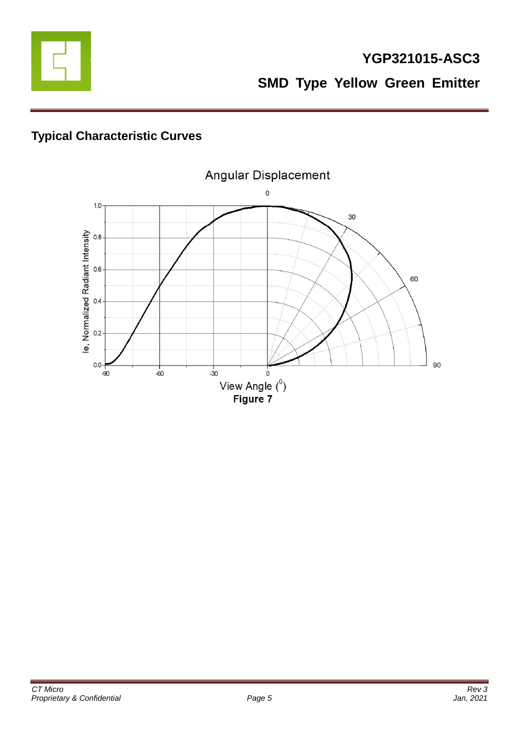## Typical Characteristic Curves

Figure 7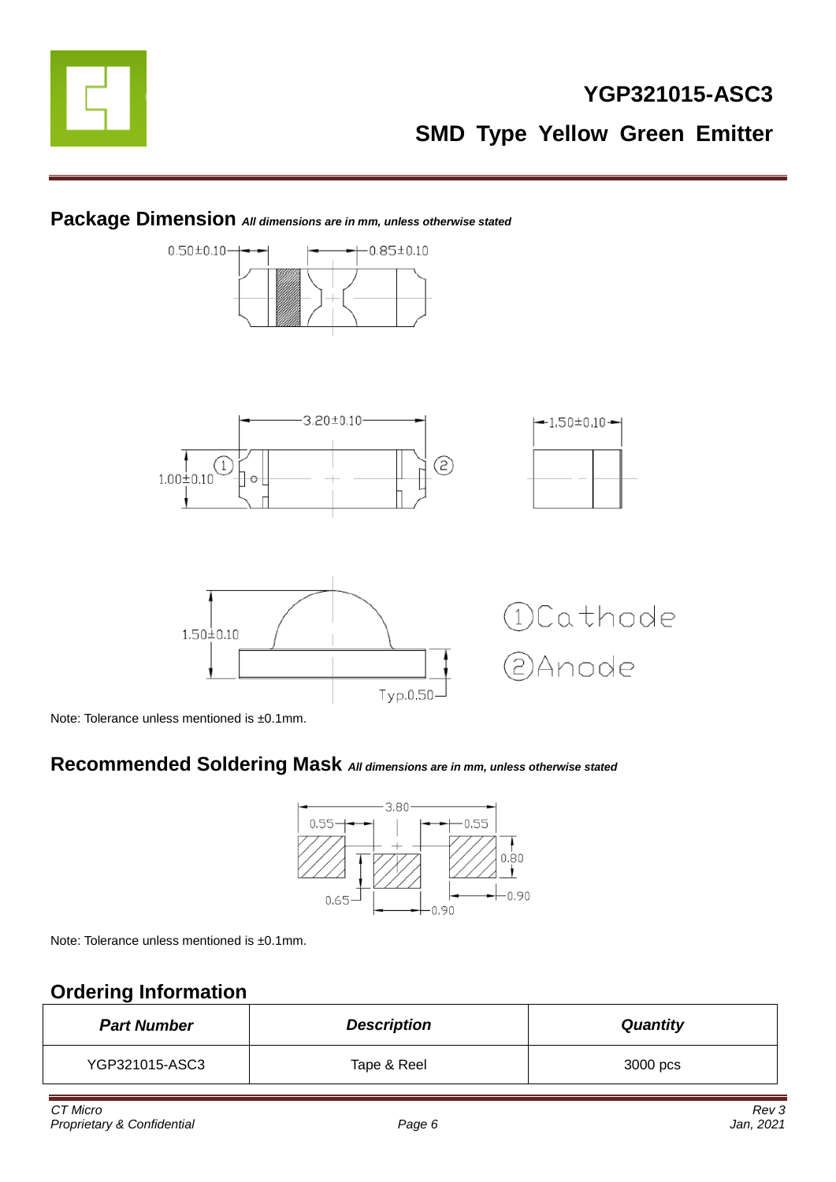## Package Dimension *All dimensions are in mm, unless otherwise stated*

① Cathode

② Anode

Note: Tolerance unless mentioned is ±0.1mm.

## Recommended Soldering Mask *All dimensions are in mm, unless otherwise stated*

Note: Tolerance unless mentioned is ±0.1mm.

## Ordering Information

| Part Number | Description | Quantity |
|---|---|---|
| YGP321015-ASC3 | Tape & Reel | 3000 pcs |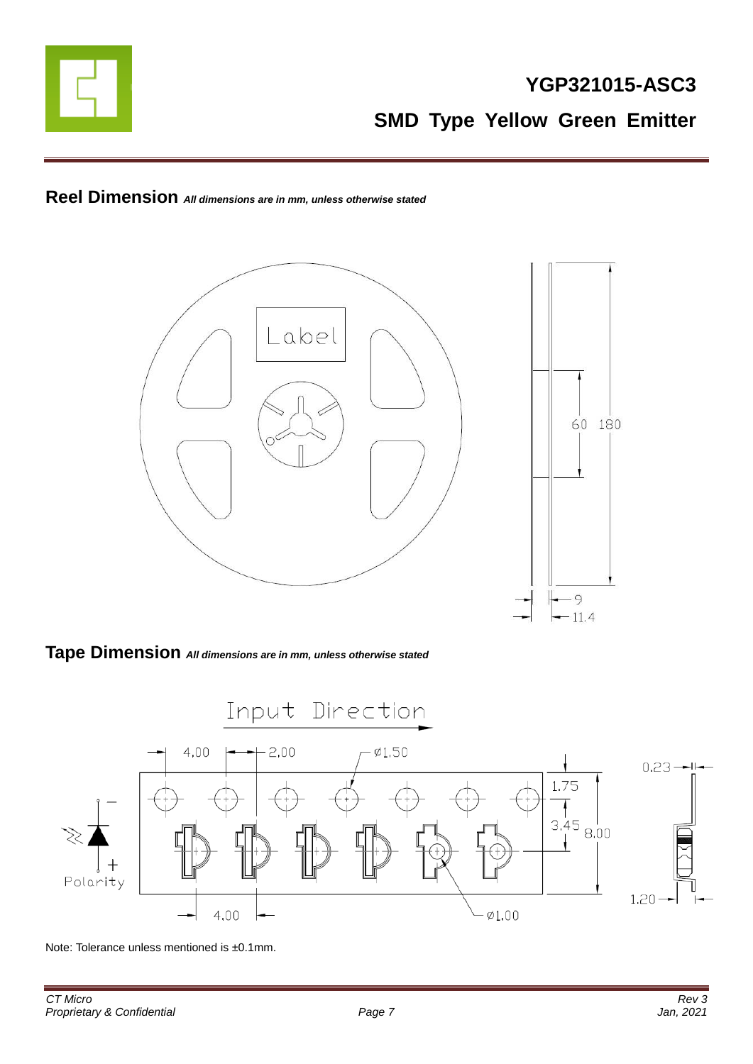## Reel Dimension *All dimensions are in mm, unless otherwise stated*

## Tape Dimension *All dimensions are in mm, unless otherwise stated*

Note: Tolerance unless mentioned is ±0.1mm.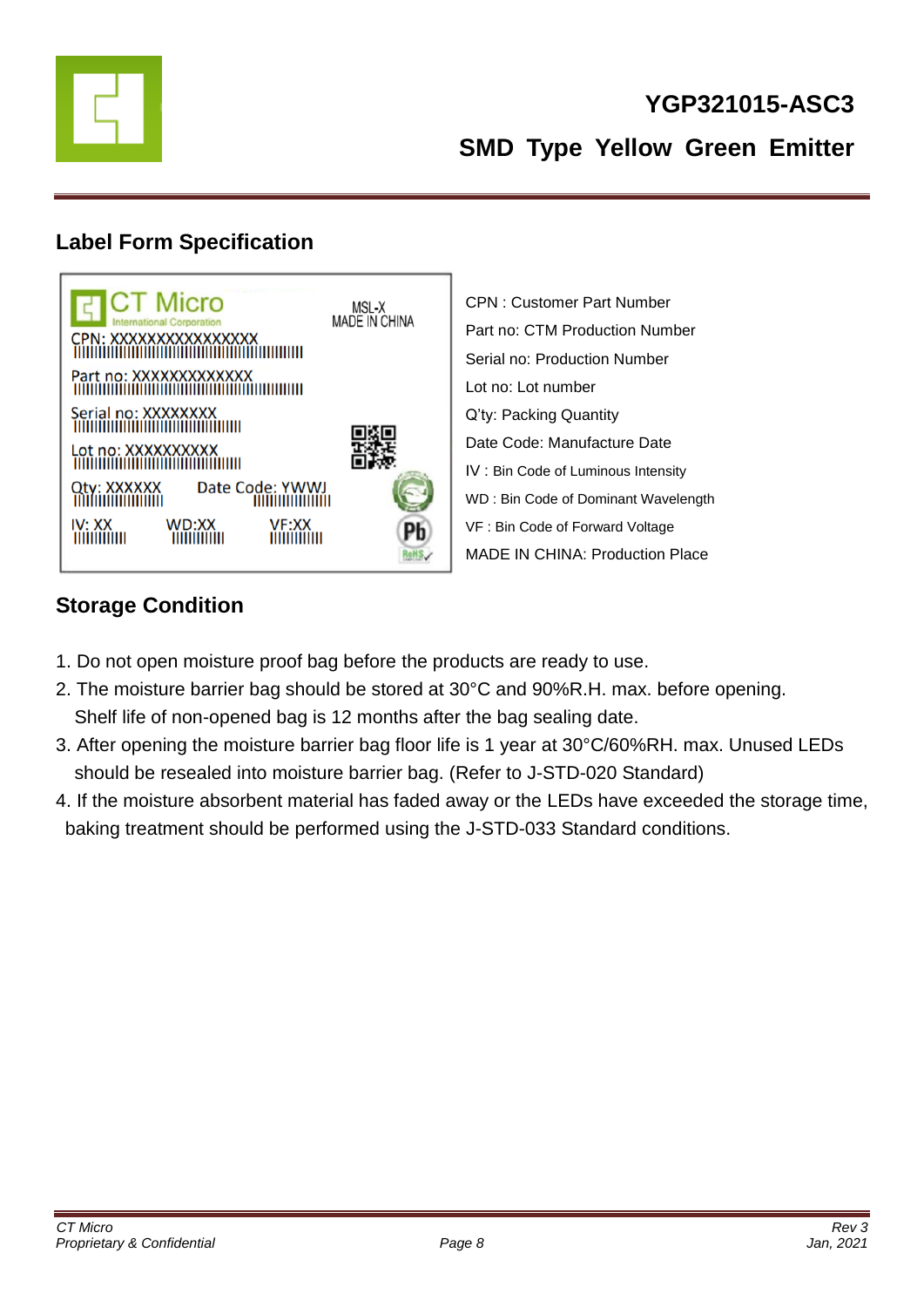## Label Form Specification

CPN : Customer Part Number
Part no: CTM Production Number
Serial no: Production Number
Lot no: Lot number
Q'ty: Packing Quantity
Date Code: Manufacture Date
IV : Bin Code of Luminous Intensity
WD : Bin Code of Dominant Wavelength
VF : Bin Code of Forward Voltage
MADE IN CHINA: Production Place

## Storage Condition

1. Do not open moisture proof bag before the products are ready to use.
2. The moisture barrier bag should be stored at 30°C and 90%R.H. max. before opening. Shelf life of non-opened bag is 12 months after the bag sealing date.
3. After opening the moisture barrier bag floor life is 1 year at 30°C/60%RH. max. Unused LEDs should be resealed into moisture barrier bag. (Refer to J-STD-020 Standard)
4. If the moisture absorbent material has faded away or the LEDs have exceeded the storage time, baking treatment should be performed using the J-STD-033 Standard conditions.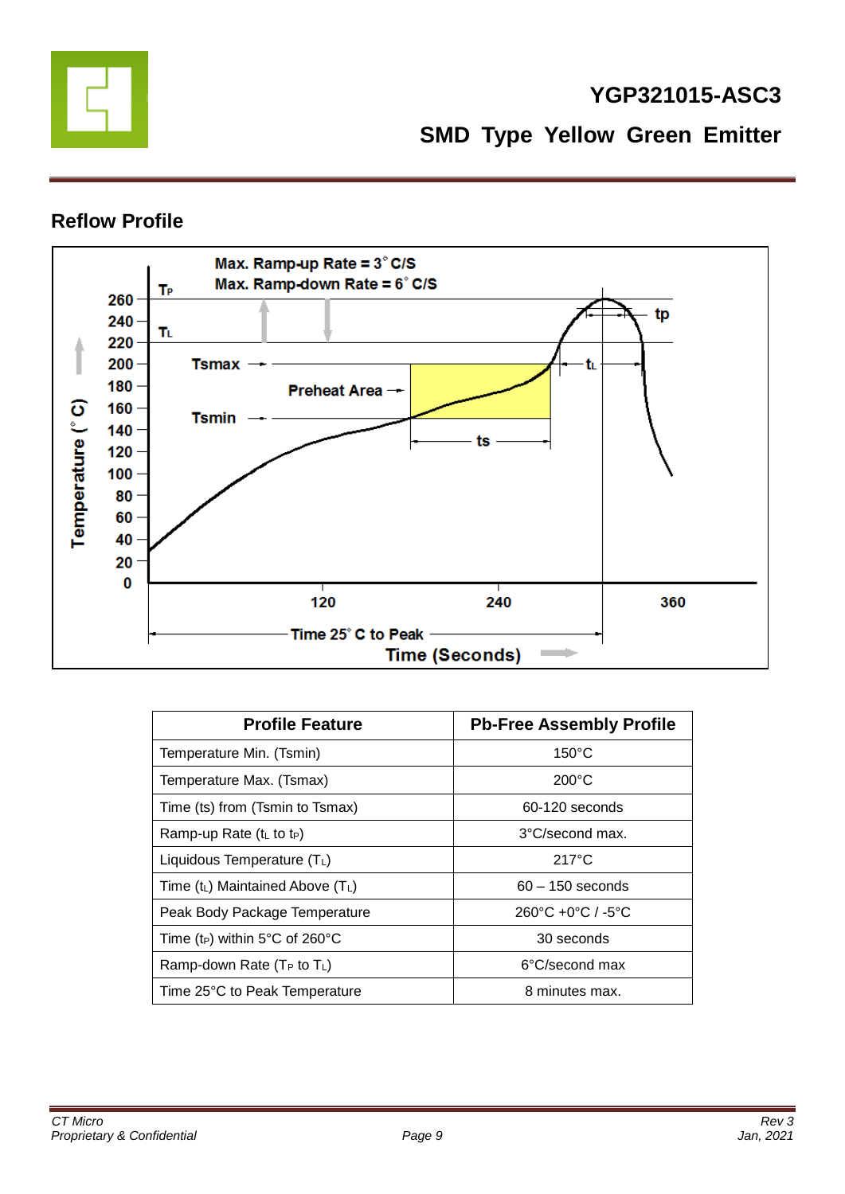## Reflow Profile

| Profile Feature | Pb-Free Assembly Profile |
|---|---|
| Temperature Min. (Tsmin) | 150°C |
| Temperature Max. (Tsmax) | 200°C |
| Time (ts) from (Tsmin to Tsmax) | 60-120 seconds |
| Ramp-up Rate ($t_L$ to $t_P$) | 3°C/second max. |
| Liquidous Temperature ($T_L$) | 217°C |
| Time ($t_L$) Maintained Above ($T_L$) | 60 – 150 seconds |
| Peak Body Package Temperature | 260°C +0°C / -5°C |
| Time ($t_P$) within 5°C of 260°C | 30 seconds |
| Ramp-down Rate ($T_P$ to $T_L$) | 6°C/second max |
| Time 25°C to Peak Temperature | 8 minutes max. |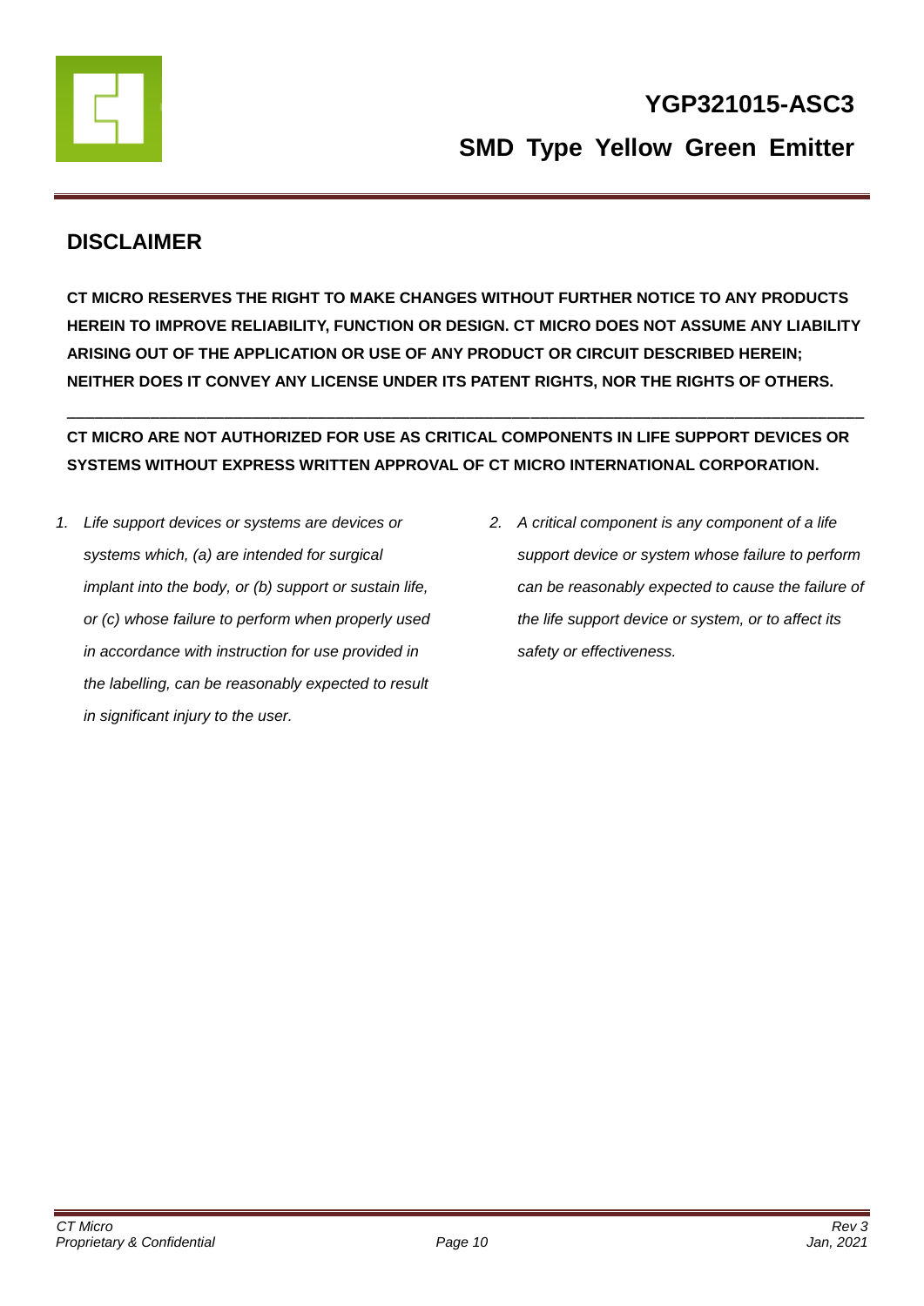## DISCLAIMER

**CT MICRO RESERVES THE RIGHT TO MAKE CHANGES WITHOUT FURTHER NOTICE TO ANY PRODUCTS HEREIN TO IMPROVE RELIABILITY, FUNCTION OR DESIGN. CT MICRO DOES NOT ASSUME ANY LIABILITY ARISING OUT OF THE APPLICATION OR USE OF ANY PRODUCT OR CIRCUIT DESCRIBED HEREIN; NEITHER DOES IT CONVEY ANY LICENSE UNDER ITS PATENT RIGHTS, NOR THE RIGHTS OF OTHERS.**

---

**CT MICRO ARE NOT AUTHORIZED FOR USE AS CRITICAL COMPONENTS IN LIFE SUPPORT DEVICES OR SYSTEMS WITHOUT EXPRESS WRITTEN APPROVAL OF CT MICRO INTERNATIONAL CORPORATION.**

1. *Life support devices or systems are devices or systems which, (a) are intended for surgical implant into the body, or (b) support or sustain life, or (c) whose failure to perform when properly used in accordance with instruction for use provided in the labelling, can be reasonably expected to result in significant injury to the user.*
2. *A critical component is any component of a life support device or system whose failure to perform can be reasonably expected to cause the failure of the life support device or system, or to affect its safety or effectiveness.*